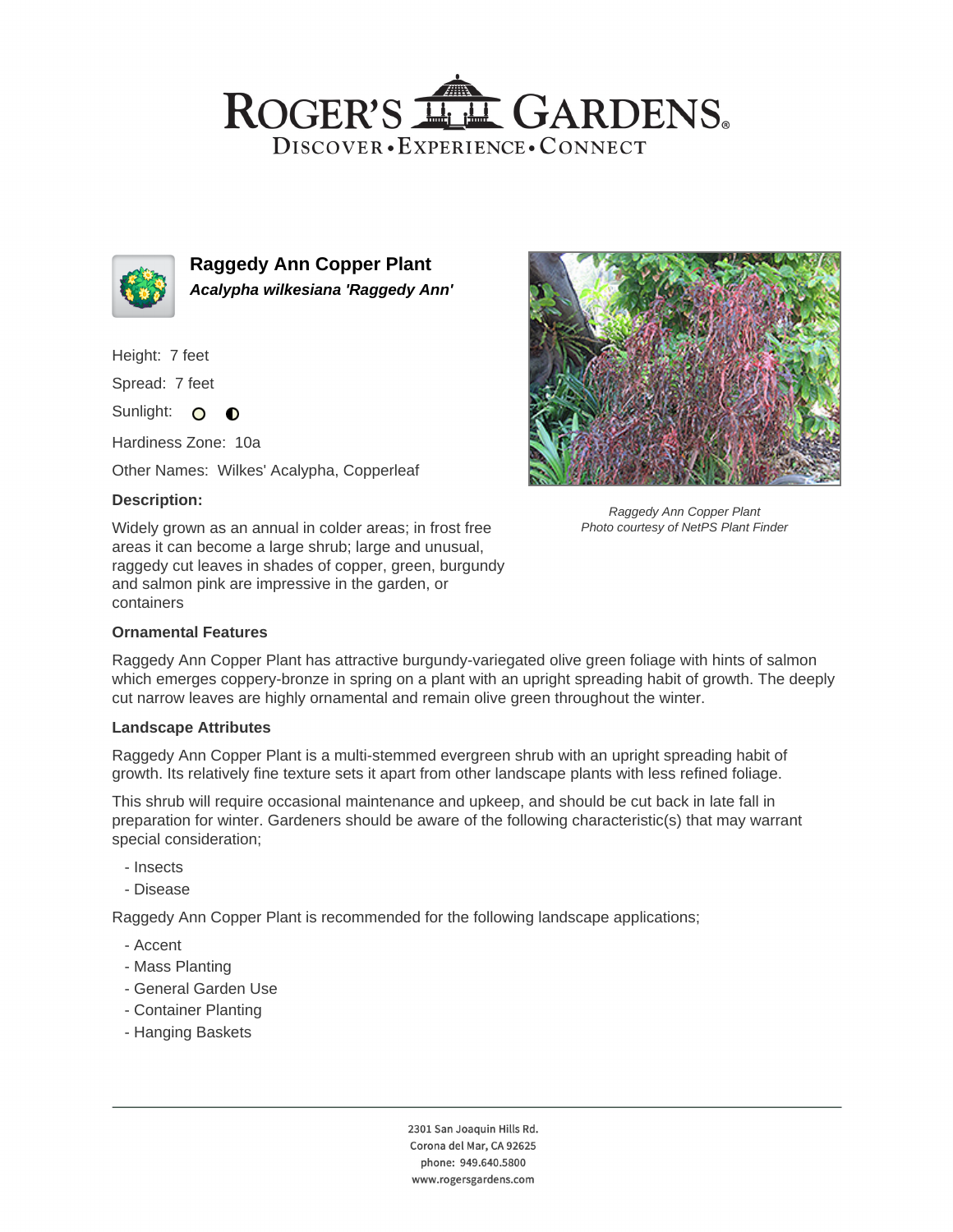# Raggedy Ann Copper Plant

***Acalypha wilkesiana 'Raggedy Ann'***

Height: 7 feet

Spread: 7 feet

Sunlight: ○ ◐

Hardiness Zone: 10a

Other Names: Wilkes' Acalypha, Copperleaf

### Description:

Widely grown as an annual in colder areas; in frost free areas it can become a large shrub; large and unusual, raggedy cut leaves in shades of copper, green, burgundy and salmon pink are impressive in the garden, or containers

*Raggedy Ann Copper Plant*
*Photo courtesy of NetPS Plant Finder*

### Ornamental Features

Raggedy Ann Copper Plant has attractive burgundy-variegated olive green foliage with hints of salmon which emerges coppery-bronze in spring on a plant with an upright spreading habit of growth. The deeply cut narrow leaves are highly ornamental and remain olive green throughout the winter.

### Landscape Attributes

Raggedy Ann Copper Plant is a multi-stemmed evergreen shrub with an upright spreading habit of growth. Its relatively fine texture sets it apart from other landscape plants with less refined foliage.

This shrub will require occasional maintenance and upkeep, and should be cut back in late fall in preparation for winter. Gardeners should be aware of the following characteristic(s) that may warrant special consideration;

- Insects
- Disease

Raggedy Ann Copper Plant is recommended for the following landscape applications;

- Accent
- Mass Planting
- General Garden Use
- Container Planting
- Hanging Baskets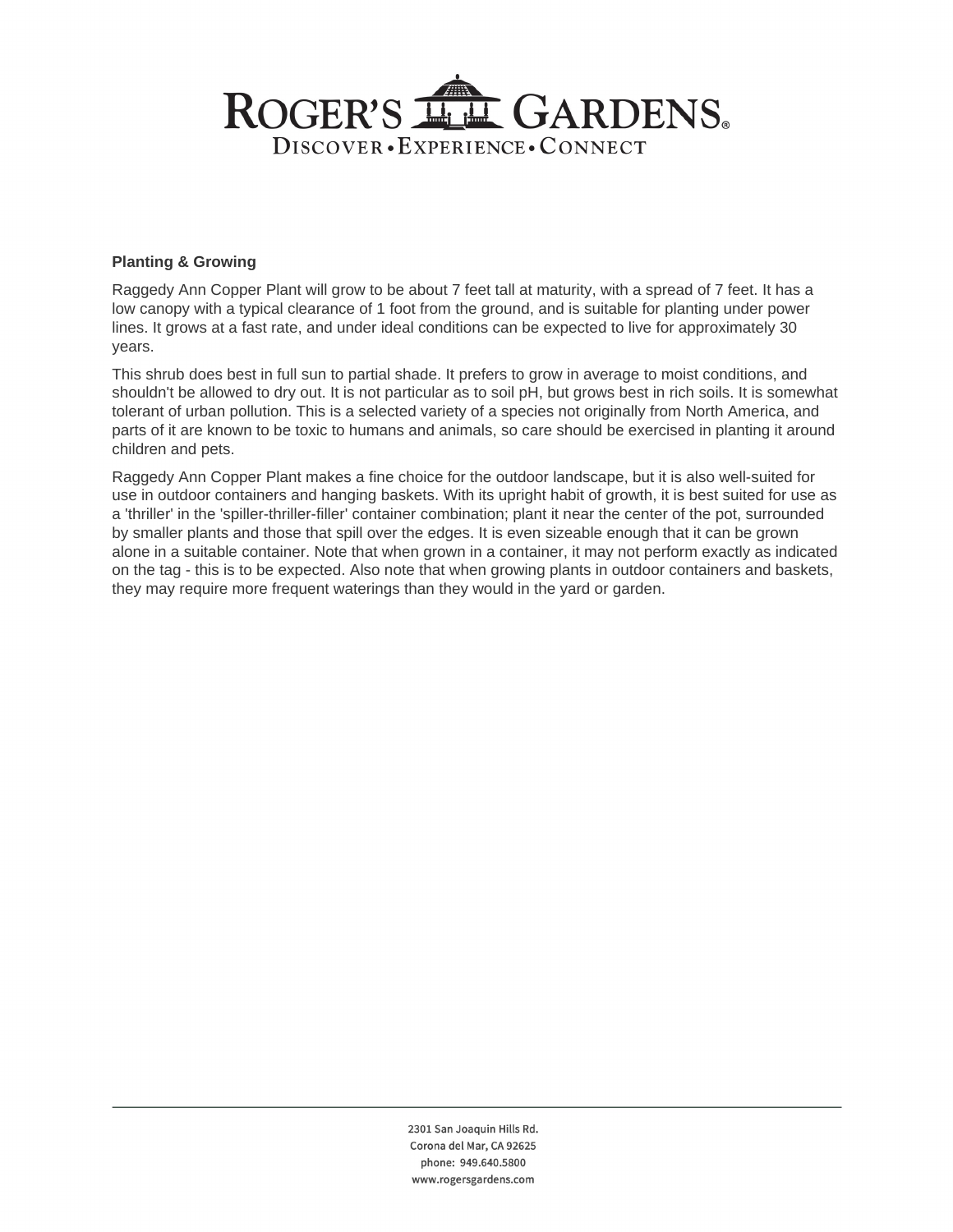## Planting & Growing

Raggedy Ann Copper Plant will grow to be about 7 feet tall at maturity, with a spread of 7 feet. It has a low canopy with a typical clearance of 1 foot from the ground, and is suitable for planting under power lines. It grows at a fast rate, and under ideal conditions can be expected to live for approximately 30 years.

This shrub does best in full sun to partial shade. It prefers to grow in average to moist conditions, and shouldn't be allowed to dry out. It is not particular as to soil pH, but grows best in rich soils. It is somewhat tolerant of urban pollution. This is a selected variety of a species not originally from North America, and parts of it are known to be toxic to humans and animals, so care should be exercised in planting it around children and pets.

Raggedy Ann Copper Plant makes a fine choice for the outdoor landscape, but it is also well-suited for use in outdoor containers and hanging baskets. With its upright habit of growth, it is best suited for use as a 'thriller' in the 'spiller-thriller-filler' container combination; plant it near the center of the pot, surrounded by smaller plants and those that spill over the edges. It is even sizeable enough that it can be grown alone in a suitable container. Note that when grown in a container, it may not perform exactly as indicated on the tag - this is to be expected. Also note that when growing plants in outdoor containers and baskets, they may require more frequent waterings than they would in the yard or garden.